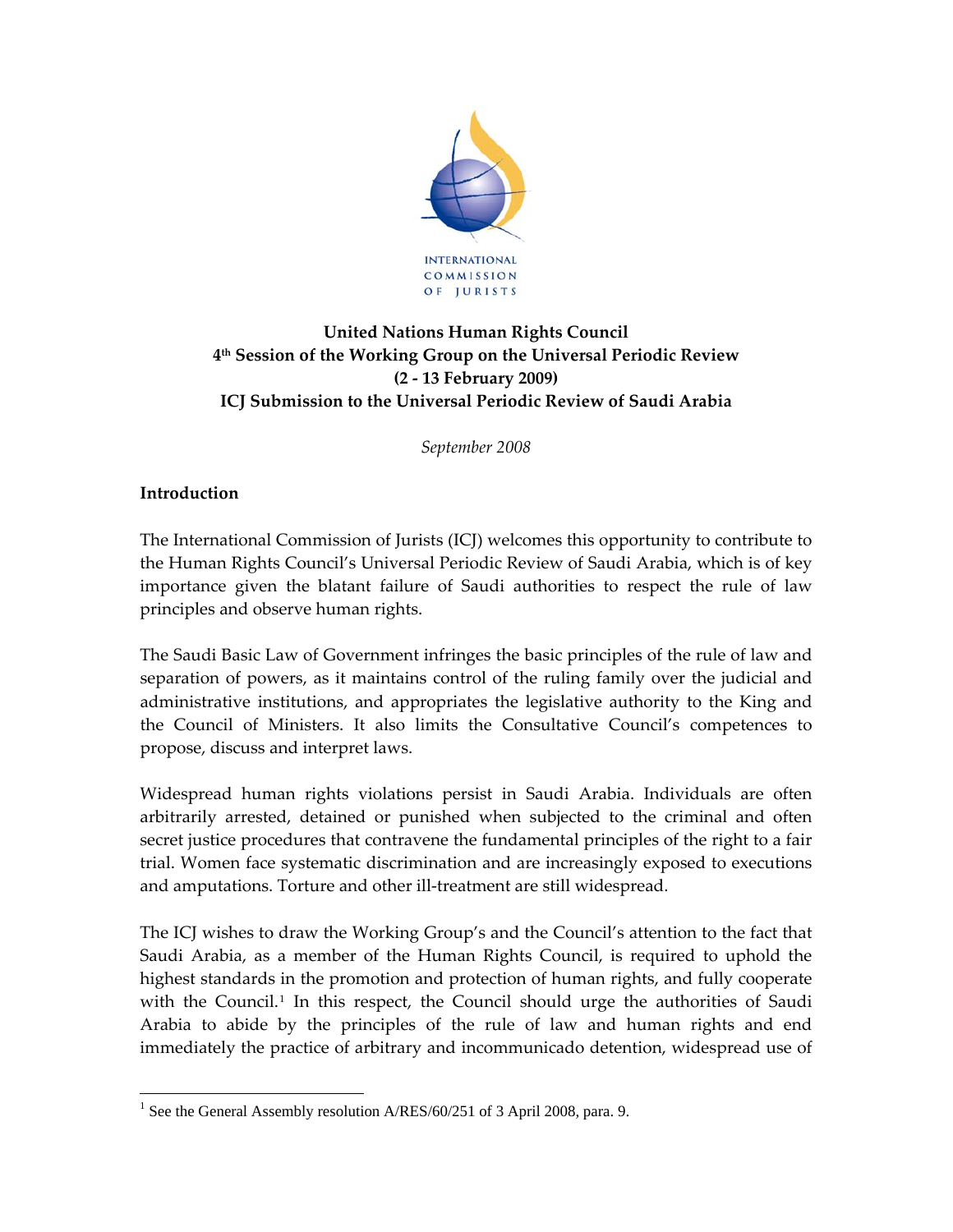INTERNATIONAL COMMISSION OF JURISTS

**United Nations Human Rights Council**
**4th Session of the Working Group on the Universal Periodic Review**
**(2 - 13 February 2009)**
**ICJ Submission to the Universal Periodic Review of Saudi Arabia**

*September 2008*

## Introduction

The International Commission of Jurists (ICJ) welcomes this opportunity to contribute to the Human Rights Council's Universal Periodic Review of Saudi Arabia, which is of key importance given the blatant failure of Saudi authorities to respect the rule of law principles and observe human rights.

The Saudi Basic Law of Government infringes the basic principles of the rule of law and separation of powers, as it maintains control of the ruling family over the judicial and administrative institutions, and appropriates the legislative authority to the King and the Council of Ministers. It also limits the Consultative Council's competences to propose, discuss and interpret laws.

Widespread human rights violations persist in Saudi Arabia. Individuals are often arbitrarily arrested, detained or punished when subjected to the criminal and often secret justice procedures that contravene the fundamental principles of the right to a fair trial. Women face systematic discrimination and are increasingly exposed to executions and amputations. Torture and other ill-treatment are still widespread.

The ICJ wishes to draw the Working Group's and the Council's attention to the fact that Saudi Arabia, as a member of the Human Rights Council, is required to uphold the highest standards in the promotion and protection of human rights, and fully cooperate with the Council.[1] In this respect, the Council should urge the authorities of Saudi Arabia to abide by the principles of the rule of law and human rights and end immediately the practice of arbitrary and incommunicado detention, widespread use of

[1] See the General Assembly resolution A/RES/60/251 of 3 April 2008, para. 9.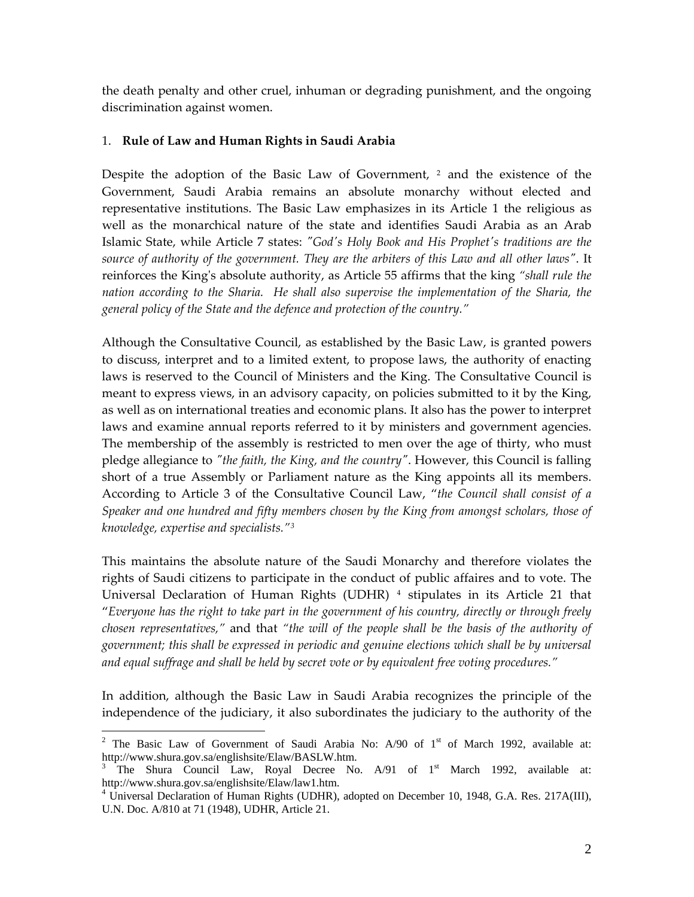the death penalty and other cruel, inhuman or degrading punishment, and the ongoing discrimination against women.

## 1. **Rule of Law and Human Rights in Saudi Arabia**

Despite the adoption of the Basic Law of Government, [2] and the existence of the Government, Saudi Arabia remains an absolute monarchy without elected and representative institutions. The Basic Law emphasizes in its Article 1 the religious as well as the monarchical nature of the state and identifies Saudi Arabia as an Arab Islamic State, while Article 7 states: *"God's Holy Book and His Prophet's traditions are the source of authority of the government. They are the arbiters of this Law and all other laws"*. It reinforces the King's absolute authority, as Article 55 affirms that the king *"shall rule the nation according to the Sharia. He shall also supervise the implementation of the Sharia, the general policy of the State and the defence and protection of the country."*

Although the Consultative Council, as established by the Basic Law, is granted powers to discuss, interpret and to a limited extent, to propose laws, the authority of enacting laws is reserved to the Council of Ministers and the King. The Consultative Council is meant to express views, in an advisory capacity, on policies submitted to it by the King, as well as on international treaties and economic plans. It also has the power to interpret laws and examine annual reports referred to it by ministers and government agencies. The membership of the assembly is restricted to men over the age of thirty, who must pledge allegiance to *"the faith, the King, and the country"*. However, this Council is falling short of a true Assembly or Parliament nature as the King appoints all its members. According to Article 3 of the Consultative Council Law, "*the Council shall consist of a Speaker and one hundred and fifty members chosen by the King from amongst scholars, those of knowledge, expertise and specialists."*[3]

This maintains the absolute nature of the Saudi Monarchy and therefore violates the rights of Saudi citizens to participate in the conduct of public affaires and to vote. The Universal Declaration of Human Rights (UDHR) [4] stipulates in its Article 21 that "*Everyone has the right to take part in the government of his country, directly or through freely chosen representatives,"* and that *"the will of the people shall be the basis of the authority of government; this shall be expressed in periodic and genuine elections which shall be by universal and equal suffrage and shall be held by secret vote or by equivalent free voting procedures."*

In addition, although the Basic Law in Saudi Arabia recognizes the principle of the independence of the judiciary, it also subordinates the judiciary to the authority of the

---

[2] The Basic Law of Government of Saudi Arabia No: A/90 of 1st of March 1992, available at: http://www.shura.gov.sa/englishsite/Elaw/BASLW.htm.

[3] The Shura Council Law, Royal Decree No. A/91 of 1st March 1992, available at: http://www.shura.gov.sa/englishsite/Elaw/law1.htm.

[4] Universal Declaration of Human Rights (UDHR), adopted on December 10, 1948, G.A. Res. 217A(III), U.N. Doc. A/810 at 71 (1948), UDHR, Article 21.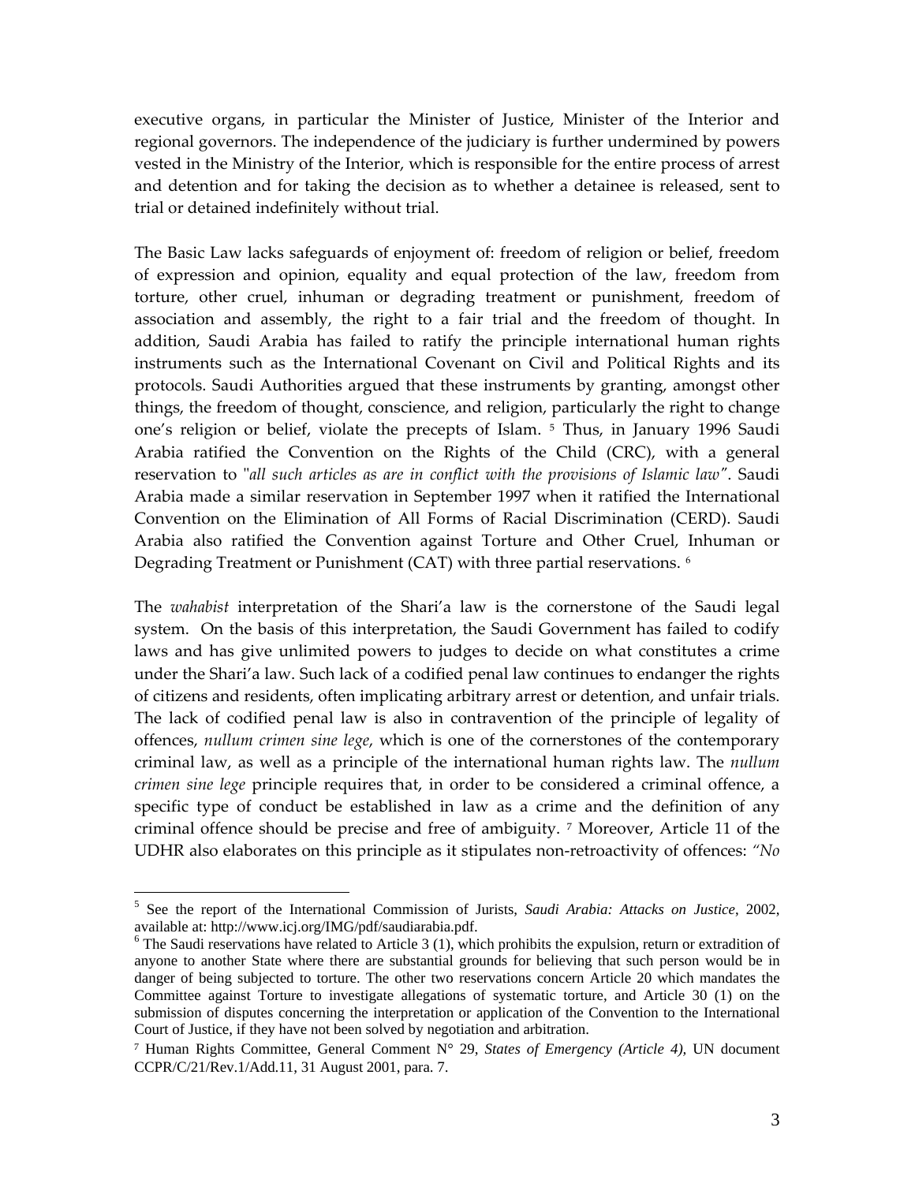executive organs, in particular the Minister of Justice, Minister of the Interior and regional governors. The independence of the judiciary is further undermined by powers vested in the Ministry of the Interior, which is responsible for the entire process of arrest and detention and for taking the decision as to whether a detainee is released, sent to trial or detained indefinitely without trial.

The Basic Law lacks safeguards of enjoyment of: freedom of religion or belief, freedom of expression and opinion, equality and equal protection of the law, freedom from torture, other cruel, inhuman or degrading treatment or punishment, freedom of association and assembly, the right to a fair trial and the freedom of thought. In addition, Saudi Arabia has failed to ratify the principle international human rights instruments such as the International Covenant on Civil and Political Rights and its protocols. Saudi Authorities argued that these instruments by granting, amongst other things, the freedom of thought, conscience, and religion, particularly the right to change one's religion or belief, violate the precepts of Islam. [5] Thus, in January 1996 Saudi Arabia ratified the Convention on the Rights of the Child (CRC), with a general reservation to "*all such articles as are in conflict with the provisions of Islamic law*". Saudi Arabia made a similar reservation in September 1997 when it ratified the International Convention on the Elimination of All Forms of Racial Discrimination (CERD). Saudi Arabia also ratified the Convention against Torture and Other Cruel, Inhuman or Degrading Treatment or Punishment (CAT) with three partial reservations. [6]

The *wahabist* interpretation of the Shari'a law is the cornerstone of the Saudi legal system. On the basis of this interpretation, the Saudi Government has failed to codify laws and has give unlimited powers to judges to decide on what constitutes a crime under the Shari'a law. Such lack of a codified penal law continues to endanger the rights of citizens and residents, often implicating arbitrary arrest or detention, and unfair trials. The lack of codified penal law is also in contravention of the principle of legality of offences, *nullum crimen sine lege*, which is one of the cornerstones of the contemporary criminal law, as well as a principle of the international human rights law. The *nullum crimen sine lege* principle requires that, in order to be considered a criminal offence, a specific type of conduct be established in law as a crime and the definition of any criminal offence should be precise and free of ambiguity. [7] Moreover, Article 11 of the UDHR also elaborates on this principle as it stipulates non-retroactivity of offences: *"No*

---

[5] See the report of the International Commission of Jurists, *Saudi Arabia: Attacks on Justice*, 2002, available at: http://www.icj.org/IMG/pdf/saudiarabia.pdf.

[6] The Saudi reservations have related to Article 3 (1), which prohibits the expulsion, return or extradition of anyone to another State where there are substantial grounds for believing that such person would be in danger of being subjected to torture. The other two reservations concern Article 20 which mandates the Committee against Torture to investigate allegations of systematic torture, and Article 30 (1) on the submission of disputes concerning the interpretation or application of the Convention to the International Court of Justice, if they have not been solved by negotiation and arbitration.

[7] Human Rights Committee, General Comment N° 29, *States of Emergency (Article 4)*, UN document CCPR/C/21/Rev.1/Add.11, 31 August 2001, para. 7.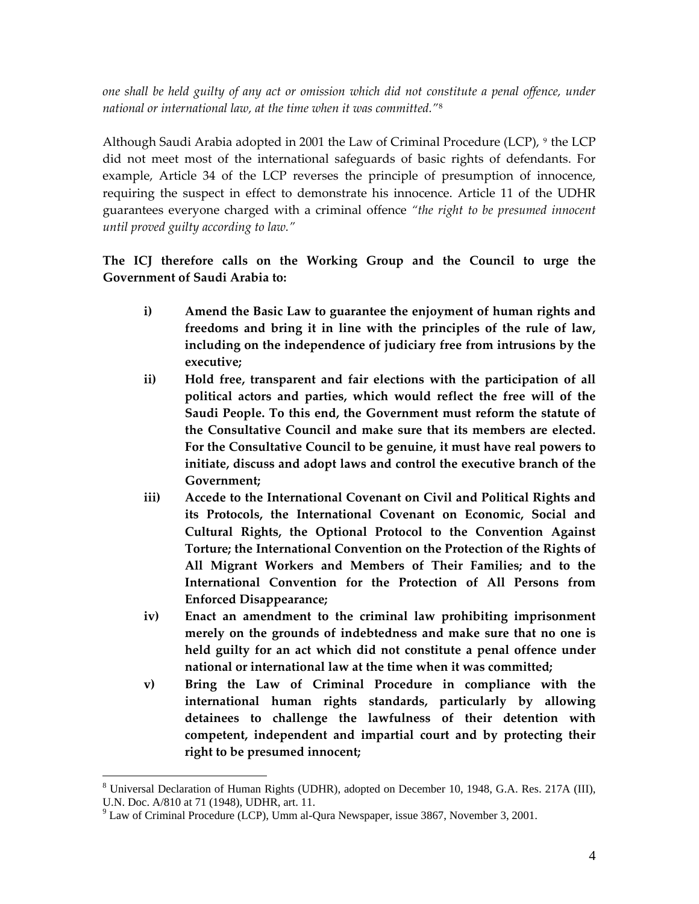*one shall be held guilty of any act or omission which did not constitute a penal offence, under national or international law, at the time when it was committed."*[8]

Although Saudi Arabia adopted in 2001 the Law of Criminal Procedure (LCP), [9] the LCP did not meet most of the international safeguards of basic rights of defendants. For example, Article 34 of the LCP reverses the principle of presumption of innocence, requiring the suspect in effect to demonstrate his innocence. Article 11 of the UDHR guarantees everyone charged with a criminal offence *"the right to be presumed innocent until proved guilty according to law."*

**The ICJ therefore calls on the Working Group and the Council to urge the Government of Saudi Arabia to:**

- **i) Amend the Basic Law to guarantee the enjoyment of human rights and freedoms and bring it in line with the principles of the rule of law, including on the independence of judiciary free from intrusions by the executive;**
- **ii) Hold free, transparent and fair elections with the participation of all political actors and parties, which would reflect the free will of the Saudi People. To this end, the Government must reform the statute of the Consultative Council and make sure that its members are elected. For the Consultative Council to be genuine, it must have real powers to initiate, discuss and adopt laws and control the executive branch of the Government;**
- **iii) Accede to the International Covenant on Civil and Political Rights and its Protocols, the International Covenant on Economic, Social and Cultural Rights, the Optional Protocol to the Convention Against Torture; the International Convention on the Protection of the Rights of All Migrant Workers and Members of Their Families; and to the International Convention for the Protection of All Persons from Enforced Disappearance;**
- **iv) Enact an amendment to the criminal law prohibiting imprisonment merely on the grounds of indebtedness and make sure that no one is held guilty for an act which did not constitute a penal offence under national or international law at the time when it was committed;**
- **v) Bring the Law of Criminal Procedure in compliance with the international human rights standards, particularly by allowing detainees to challenge the lawfulness of their detention with competent, independent and impartial court and by protecting their right to be presumed innocent;**

---

[8] Universal Declaration of Human Rights (UDHR), adopted on December 10, 1948, G.A. Res. 217A (III), U.N. Doc. A/810 at 71 (1948), UDHR, art. 11.

[9] Law of Criminal Procedure (LCP), Umm al-Qura Newspaper, issue 3867, November 3, 2001.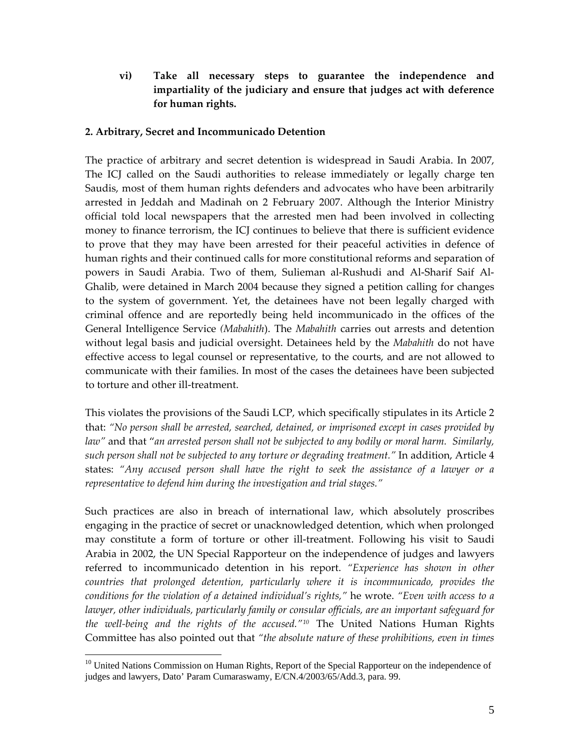**vi) Take all necessary steps to guarantee the independence and impartiality of the judiciary and ensure that judges act with deference for human rights.**

### 2. Arbitrary, Secret and Incommunicado Detention

The practice of arbitrary and secret detention is widespread in Saudi Arabia. In 2007, The ICJ called on the Saudi authorities to release immediately or legally charge ten Saudis, most of them human rights defenders and advocates who have been arbitrarily arrested in Jeddah and Madinah on 2 February 2007. Although the Interior Ministry official told local newspapers that the arrested men had been involved in collecting money to finance terrorism, the ICJ continues to believe that there is sufficient evidence to prove that they may have been arrested for their peaceful activities in defence of human rights and their continued calls for more constitutional reforms and separation of powers in Saudi Arabia. Two of them, Sulieman al-Rushudi and Al-Sharif Saif Al-Ghalib, were detained in March 2004 because they signed a petition calling for changes to the system of government. Yet, the detainees have not been legally charged with criminal offence and are reportedly being held incommunicado in the offices of the General Intelligence Service *(Mabahith*). The *Mabahith* carries out arrests and detention without legal basis and judicial oversight. Detainees held by the *Mabahith* do not have effective access to legal counsel or representative, to the courts, and are not allowed to communicate with their families. In most of the cases the detainees have been subjected to torture and other ill-treatment.

This violates the provisions of the Saudi LCP, which specifically stipulates in its Article 2 that: *"No person shall be arrested, searched, detained, or imprisoned except in cases provided by law"* and that "*an arrested person shall not be subjected to any bodily or moral harm. Similarly, such person shall not be subjected to any torture or degrading treatment."* In addition, Article 4 states: *"Any accused person shall have the right to seek the assistance of a lawyer or a representative to defend him during the investigation and trial stages."*

Such practices are also in breach of international law, which absolutely proscribes engaging in the practice of secret or unacknowledged detention, which when prolonged may constitute a form of torture or other ill-treatment. Following his visit to Saudi Arabia in 2002, the UN Special Rapporteur on the independence of judges and lawyers referred to incommunicado detention in his report. *"Experience has shown in other countries that prolonged detention, particularly where it is incommunicado, provides the conditions for the violation of a detained individual's rights,"* he wrote. *"Even with access to a lawyer, other individuals, particularly family or consular officials, are an important safeguard for the well-being and the rights of the accused."*[10] The United Nations Human Rights Committee has also pointed out that *"the absolute nature of these prohibitions, even in times*

---

[10] United Nations Commission on Human Rights, Report of the Special Rapporteur on the independence of judges and lawyers, Dato' Param Cumaraswamy, E/CN.4/2003/65/Add.3, para. 99.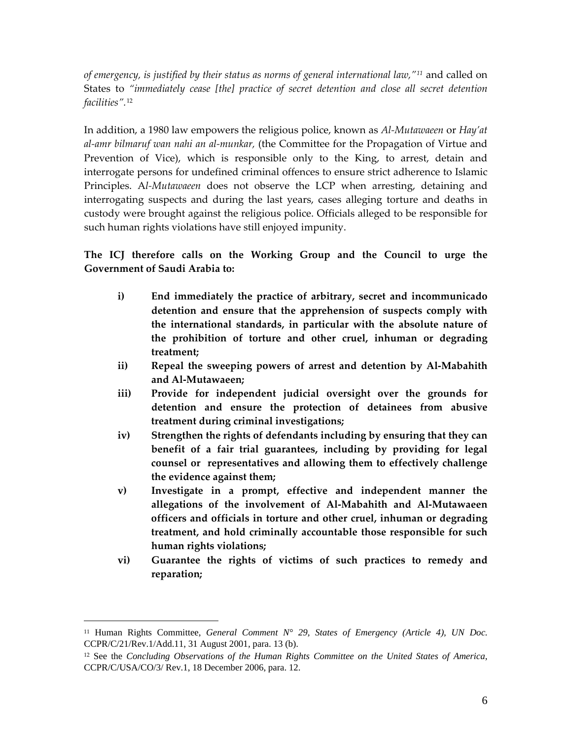*of emergency, is justified by their status as norms of general international law,"*[11] and called on States to *"immediately cease [the] practice of secret detention and close all secret detention facilities".*[12]

In addition, a 1980 law empowers the religious police, known as *Al-Mutawaeen* or *Hay'at al-amr bilmaruf wan nahi an al-munkar,* (the Committee for the Propagation of Virtue and Prevention of Vice), which is responsible only to the King, to arrest, detain and interrogate persons for undefined criminal offences to ensure strict adherence to Islamic Principles. A*l-Mutawaeen* does not observe the LCP when arresting, detaining and interrogating suspects and during the last years, cases alleging torture and deaths in custody were brought against the religious police. Officials alleged to be responsible for such human rights violations have still enjoyed impunity.

**The ICJ therefore calls on the Working Group and the Council to urge the Government of Saudi Arabia to:**

- **i) End immediately the practice of arbitrary, secret and incommunicado detention and ensure that the apprehension of suspects comply with the international standards, in particular with the absolute nature of the prohibition of torture and other cruel, inhuman or degrading treatment;**
- **ii) Repeal the sweeping powers of arrest and detention by Al-Mabahith and Al-Mutawaeen;**
- **iii) Provide for independent judicial oversight over the grounds for detention and ensure the protection of detainees from abusive treatment during criminal investigations;**
- **iv) Strengthen the rights of defendants including by ensuring that they can benefit of a fair trial guarantees, including by providing for legal counsel or representatives and allowing them to effectively challenge the evidence against them;**
- **v) Investigate in a prompt, effective and independent manner the allegations of the involvement of Al-Mabahith and Al-Mutawaeen officers and officials in torture and other cruel, inhuman or degrading treatment, and hold criminally accountable those responsible for such human rights violations;**
- **vi) Guarantee the rights of victims of such practices to remedy and reparation;**

---

[11] Human Rights Committee, *General Comment N° 29, States of Emergency (Article 4), UN Doc.* CCPR/C/21/Rev.1/Add.11, 31 August 2001, para. 13 (b).

[12] See the *Concluding Observations of the Human Rights Committee on the United States of America*, CCPR/C/USA/CO/3/ Rev.1, 18 December 2006, para. 12.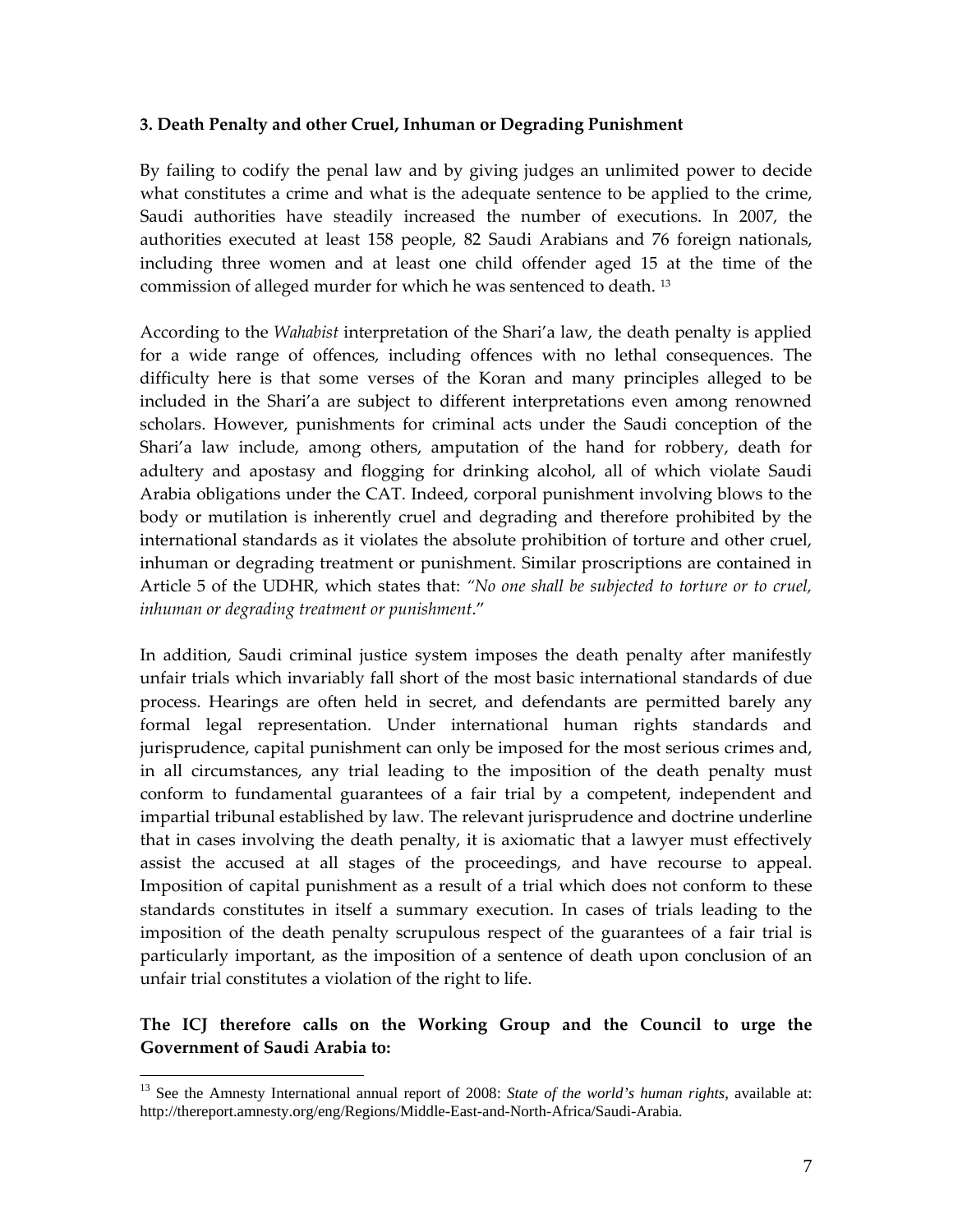### 3. Death Penalty and other Cruel, Inhuman or Degrading Punishment

By failing to codify the penal law and by giving judges an unlimited power to decide what constitutes a crime and what is the adequate sentence to be applied to the crime, Saudi authorities have steadily increased the number of executions. In 2007, the authorities executed at least 158 people, 82 Saudi Arabians and 76 foreign nationals, including three women and at least one child offender aged 15 at the time of the commission of alleged murder for which he was sentenced to death. [13]

According to the *Wahabist* interpretation of the Shari'a law, the death penalty is applied for a wide range of offences, including offences with no lethal consequences. The difficulty here is that some verses of the Koran and many principles alleged to be included in the Shari'a are subject to different interpretations even among renowned scholars. However, punishments for criminal acts under the Saudi conception of the Shari'a law include, among others, amputation of the hand for robbery, death for adultery and apostasy and flogging for drinking alcohol, all of which violate Saudi Arabia obligations under the CAT. Indeed, corporal punishment involving blows to the body or mutilation is inherently cruel and degrading and therefore prohibited by the international standards as it violates the absolute prohibition of torture and other cruel, inhuman or degrading treatment or punishment. Similar proscriptions are contained in Article 5 of the UDHR, which states that: *"No one shall be subjected to torture or to cruel, inhuman or degrading treatment or punishment*."

In addition, Saudi criminal justice system imposes the death penalty after manifestly unfair trials which invariably fall short of the most basic international standards of due process. Hearings are often held in secret, and defendants are permitted barely any formal legal representation. Under international human rights standards and jurisprudence, capital punishment can only be imposed for the most serious crimes and, in all circumstances, any trial leading to the imposition of the death penalty must conform to fundamental guarantees of a fair trial by a competent, independent and impartial tribunal established by law. The relevant jurisprudence and doctrine underline that in cases involving the death penalty, it is axiomatic that a lawyer must effectively assist the accused at all stages of the proceedings, and have recourse to appeal. Imposition of capital punishment as a result of a trial which does not conform to these standards constitutes in itself a summary execution. In cases of trials leading to the imposition of the death penalty scrupulous respect of the guarantees of a fair trial is particularly important, as the imposition of a sentence of death upon conclusion of an unfair trial constitutes a violation of the right to life.

**The ICJ therefore calls on the Working Group and the Council to urge the Government of Saudi Arabia to:**

---

[13] See the Amnesty International annual report of 2008: *State of the world's human rights*, available at: http://thereport.amnesty.org/eng/Regions/Middle-East-and-North-Africa/Saudi-Arabia.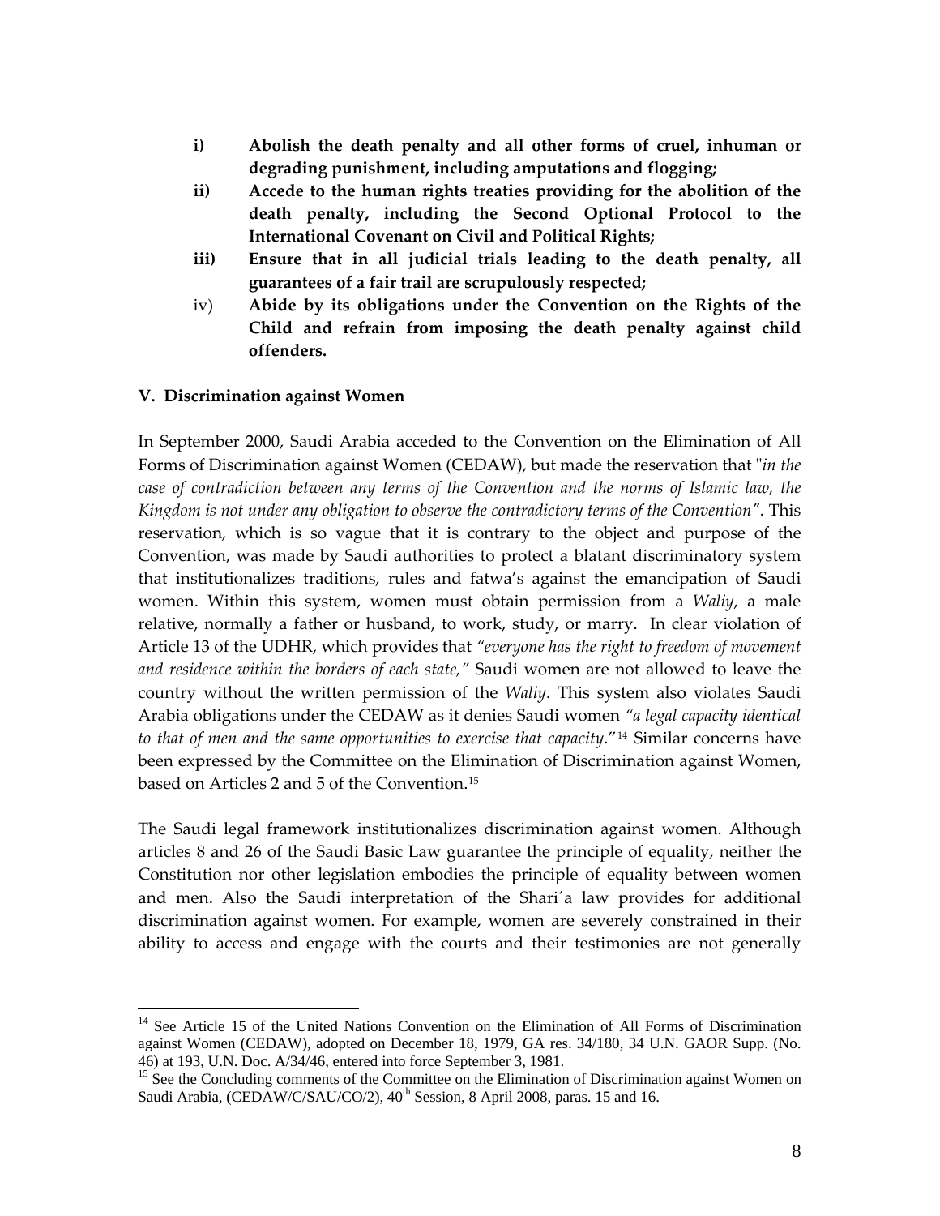i) **Abolish the death penalty and all other forms of cruel, inhuman or degrading punishment, including amputations and flogging;**

ii) **Accede to the human rights treaties providing for the abolition of the death penalty, including the Second Optional Protocol to the International Covenant on Civil and Political Rights;**

iii) **Ensure that in all judicial trials leading to the death penalty, all guarantees of a fair trail are scrupulously respected;**

iv) **Abide by its obligations under the Convention on the Rights of the Child and refrain from imposing the death penalty against child offenders.**

### V. Discrimination against Women

In September 2000, Saudi Arabia acceded to the Convention on the Elimination of All Forms of Discrimination against Women (CEDAW), but made the reservation that "*in the case of contradiction between any terms of the Convention and the norms of Islamic law, the Kingdom is not under any obligation to observe the contradictory terms of the Convention"*. This reservation, which is so vague that it is contrary to the object and purpose of the Convention, was made by Saudi authorities to protect a blatant discriminatory system that institutionalizes traditions, rules and fatwa's against the emancipation of Saudi women. Within this system, women must obtain permission from a *Waliy*, a male relative, normally a father or husband, to work, study, or marry. In clear violation of Article 13 of the UDHR, which provides that *"everyone has the right to freedom of movement and residence within the borders of each state,"* Saudi women are not allowed to leave the country without the written permission of the *Waliy*. This system also violates Saudi Arabia obligations under the CEDAW as it denies Saudi women *"a legal capacity identical to that of men and the same opportunities to exercise that capacity*."[14] Similar concerns have been expressed by the Committee on the Elimination of Discrimination against Women, based on Articles 2 and 5 of the Convention.[15]

The Saudi legal framework institutionalizes discrimination against women. Although articles 8 and 26 of the Saudi Basic Law guarantee the principle of equality, neither the Constitution nor other legislation embodies the principle of equality between women and men. Also the Saudi interpretation of the Shari´a law provides for additional discrimination against women. For example, women are severely constrained in their ability to access and engage with the courts and their testimonies are not generally

---

[14] See Article 15 of the United Nations Convention on the Elimination of All Forms of Discrimination against Women (CEDAW), adopted on December 18, 1979, GA res. 34/180, 34 U.N. GAOR Supp. (No. 46) at 193, U.N. Doc. A/34/46, entered into force September 3, 1981.

[15] See the Concluding comments of the Committee on the Elimination of Discrimination against Women on Saudi Arabia, (CEDAW/C/SAU/CO/2), 40th Session, 8 April 2008, paras. 15 and 16.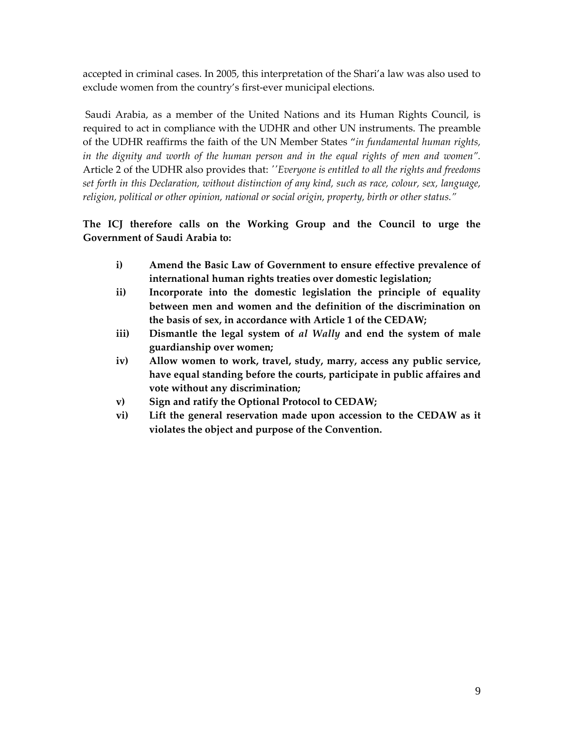accepted in criminal cases. In 2005, this interpretation of the Shari'a law was also used to exclude women from the country's first-ever municipal elections.

Saudi Arabia, as a member of the United Nations and its Human Rights Council, is required to act in compliance with the UDHR and other UN instruments. The preamble of the UDHR reaffirms the faith of the UN Member States "*in fundamental human rights, in the dignity and worth of the human person and in the equal rights of men and women"*. Article 2 of the UDHR also provides that: *''Everyone is entitled to all the rights and freedoms set forth in this Declaration, without distinction of any kind, such as race, colour, sex, language, religion, political or other opinion, national or social origin, property, birth or other status."*

**The ICJ therefore calls on the Working Group and the Council to urge the Government of Saudi Arabia to:**

- **i) Amend the Basic Law of Government to ensure effective prevalence of international human rights treaties over domestic legislation;**
- **ii) Incorporate into the domestic legislation the principle of equality between men and women and the definition of the discrimination on the basis of sex, in accordance with Article 1 of the CEDAW;**
- **iii) Dismantle the legal system of *al Wally* and end the system of male guardianship over women;**
- **iv) Allow women to work, travel, study, marry, access any public service, have equal standing before the courts, participate in public affaires and vote without any discrimination;**
- **v) Sign and ratify the Optional Protocol to CEDAW;**
- **vi) Lift the general reservation made upon accession to the CEDAW as it violates the object and purpose of the Convention.**